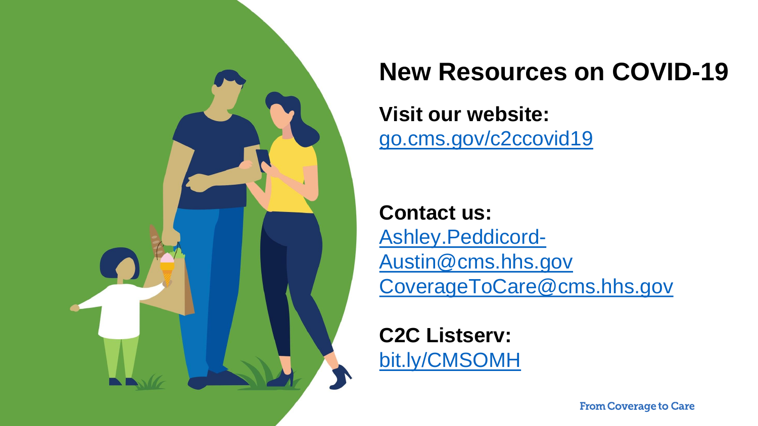# New Resources on COVID-19

**Visit our website:**
go.cms.gov/c2ccovid19

**Contact us:**
Ashley.Peddicord-Austin@cms.hhs.gov
CoverageToCare@cms.hhs.gov

**C2C Listserv:**
bit.ly/CMSOMH

From Coverage to Care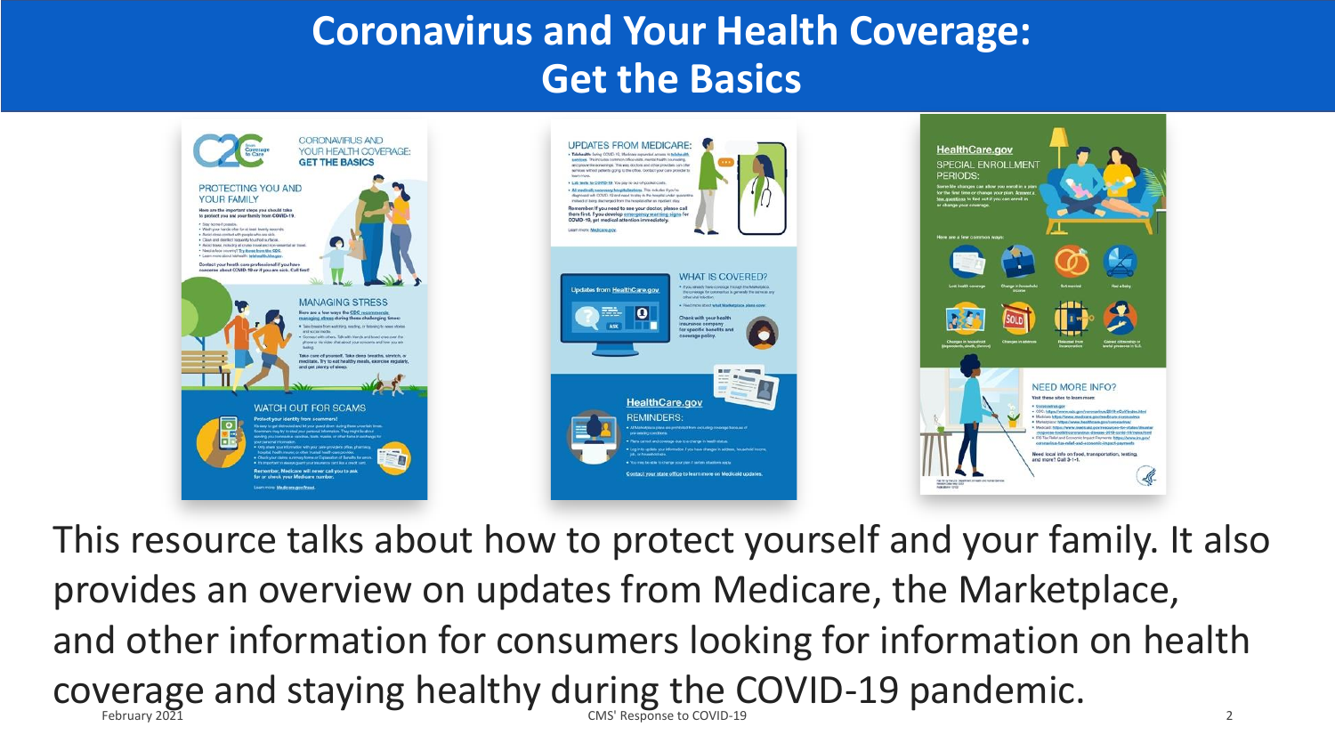# Coronavirus and Your Health Coverage: Get the Basics

This resource talks about how to protect yourself and your family. It also provides an overview on updates from Medicare, the Marketplace, and other information for consumers looking for information on health coverage and staying healthy during the COVID-19 pandemic.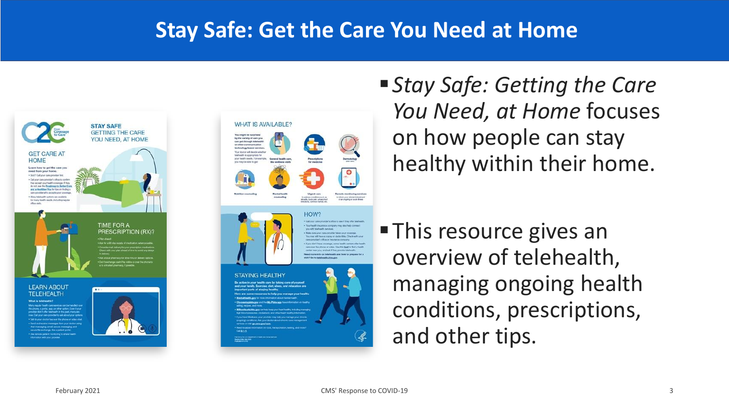# Stay Safe: Get the Care You Need at Home

- *Stay Safe: Getting the Care You Need, at Home* focuses on how people can stay healthy within their home.
- This resource gives an overview of telehealth, managing ongoing health conditions, prescriptions, and other tips.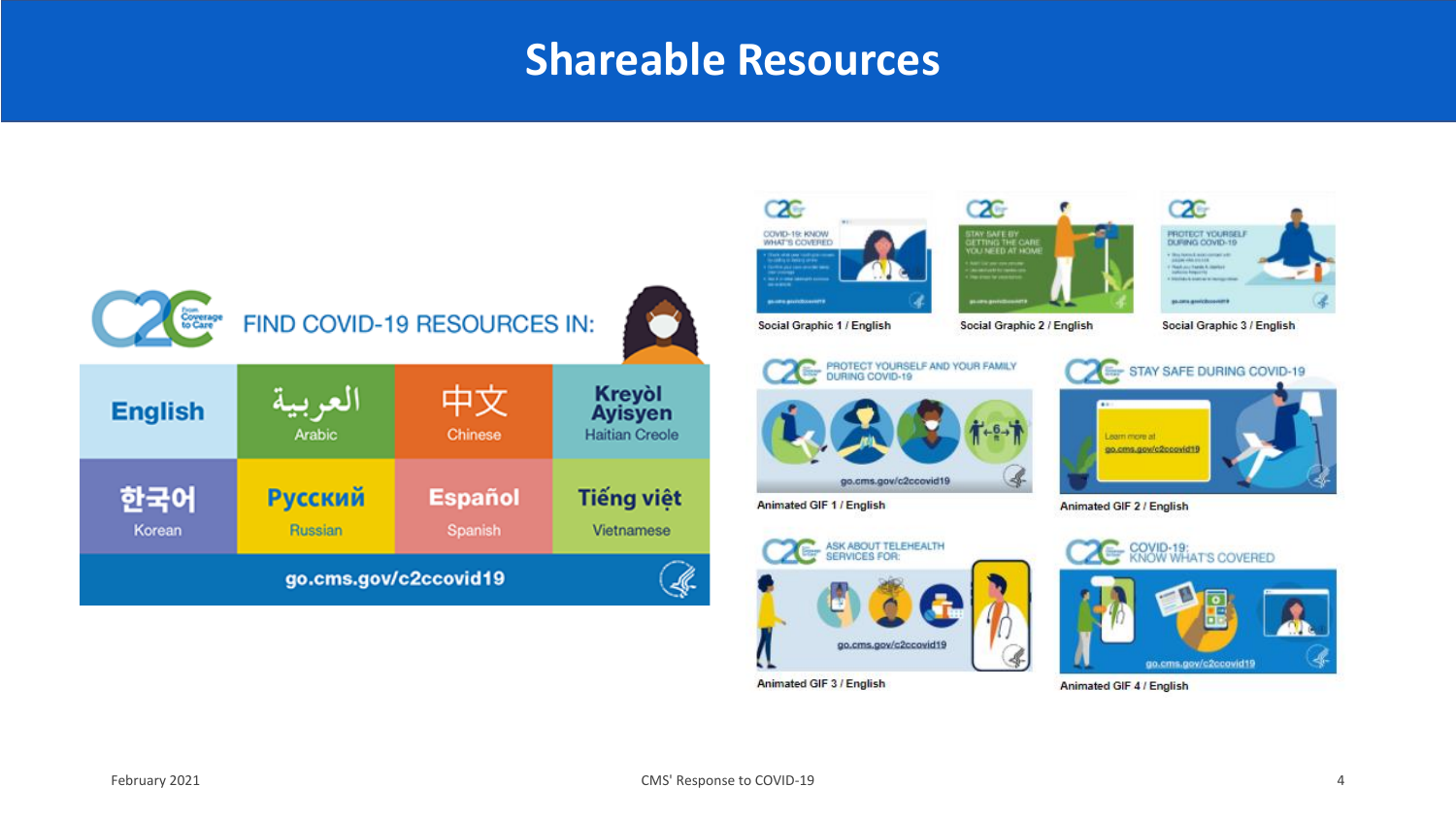# Shareable Resources

FIND COVID-19 RESOURCES IN:

| English | العربية Arabic | 中文 Chinese | Kreyòl Ayisyen Haitian Creole |
|---|---|---|---|
| 한국어 Korean | Русский Russian | Español Spanish | Tiếng việt Vietnamese |

go.cms.gov/c2ccovid19

Social Graphic 1 / English

Social Graphic 2 / English

Social Graphic 3 / English

Animated GIF 1 / English

Animated GIF 2 / English

Animated GIF 3 / English

Animated GIF 4 / English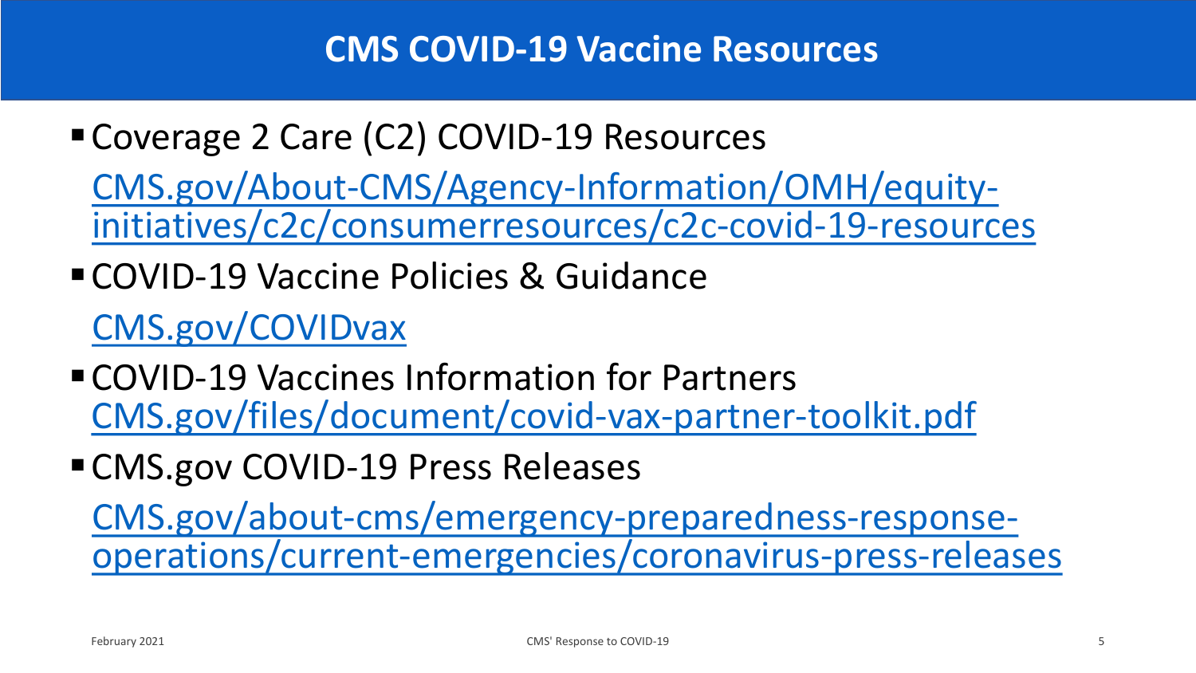# CMS COVID-19 Vaccine Resources

- Coverage 2 Care (C2) COVID-19 Resources
  [CMS.gov/About-CMS/Agency-Information/OMH/equity-initiatives/c2c/consumerresources/c2c-covid-19-resources](CMS.gov/About-CMS/Agency-Information/OMH/equity-initiatives/c2c/consumerresources/c2c-covid-19-resources)
- COVID-19 Vaccine Policies & Guidance
  [CMS.gov/COVIDvax](CMS.gov/COVIDvax)
- COVID-19 Vaccines Information for Partners
  [CMS.gov/files/document/covid-vax-partner-toolkit.pdf](CMS.gov/files/document/covid-vax-partner-toolkit.pdf)
- CMS.gov COVID-19 Press Releases
  [CMS.gov/about-cms/emergency-preparedness-response-operations/current-emergencies/coronavirus-press-releases](CMS.gov/about-cms/emergency-preparedness-response-operations/current-emergencies/coronavirus-press-releases)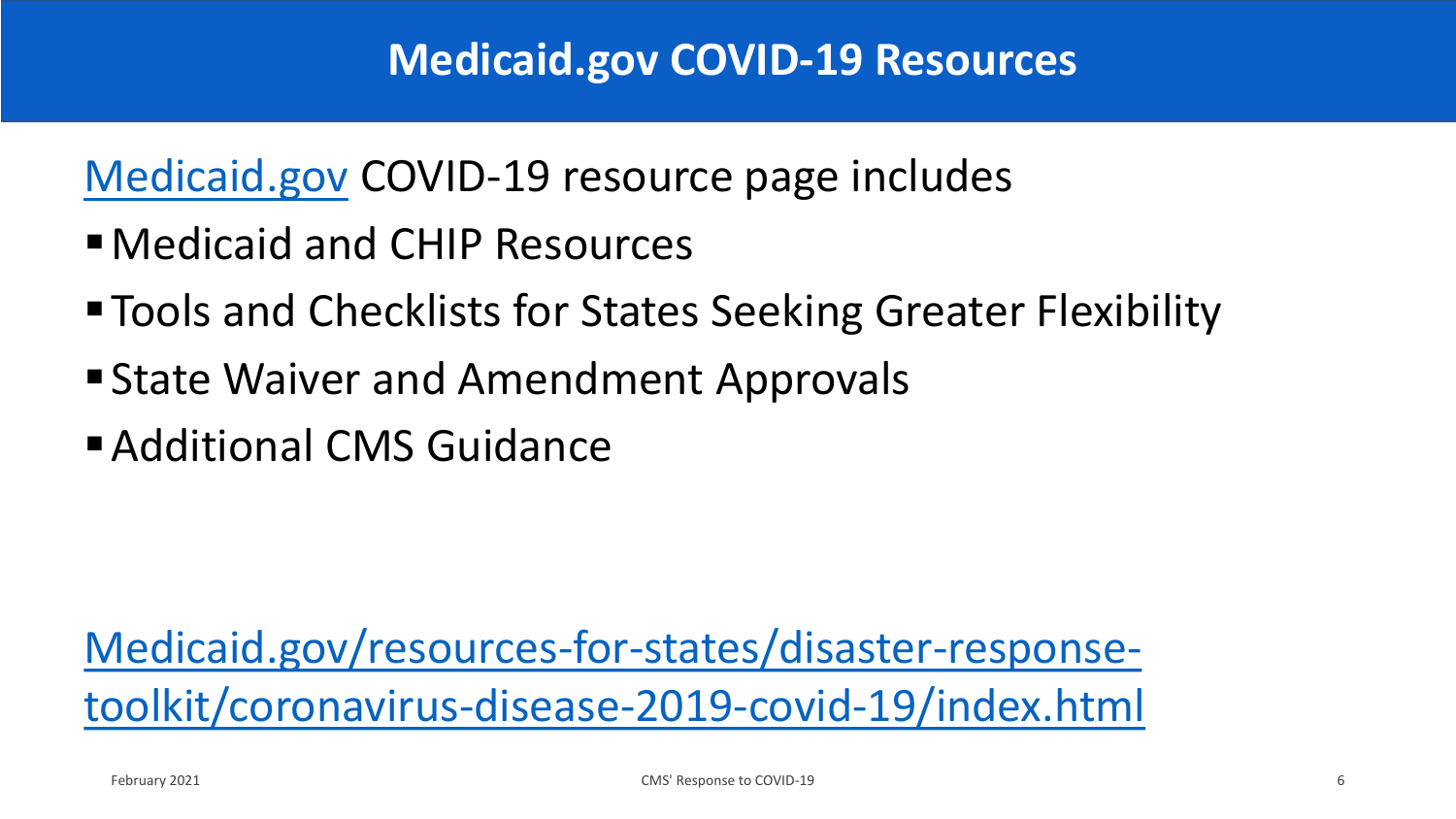# Medicaid.gov COVID-19 Resources

Medicaid.gov COVID-19 resource page includes

- Medicaid and CHIP Resources
- Tools and Checklists for States Seeking Greater Flexibility
- State Waiver and Amendment Approvals
- Additional CMS Guidance

Medicaid.gov/resources-for-states/disaster-response-toolkit/coronavirus-disease-2019-covid-19/index.html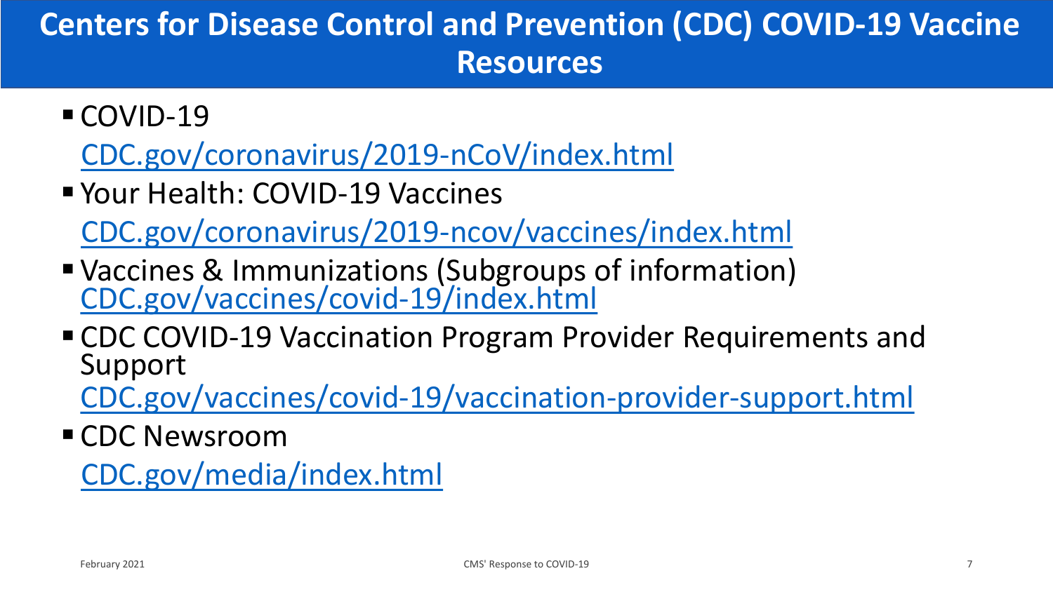# Centers for Disease Control and Prevention (CDC) COVID-19 Vaccine Resources

- COVID-19
  CDC.gov/coronavirus/2019-nCoV/index.html
- Your Health: COVID-19 Vaccines
  CDC.gov/coronavirus/2019-ncov/vaccines/index.html
- Vaccines & Immunizations (Subgroups of information)
  CDC.gov/vaccines/covid-19/index.html
- CDC COVID-19 Vaccination Program Provider Requirements and Support
  CDC.gov/vaccines/covid-19/vaccination-provider-support.html
- CDC Newsroom
  CDC.gov/media/index.html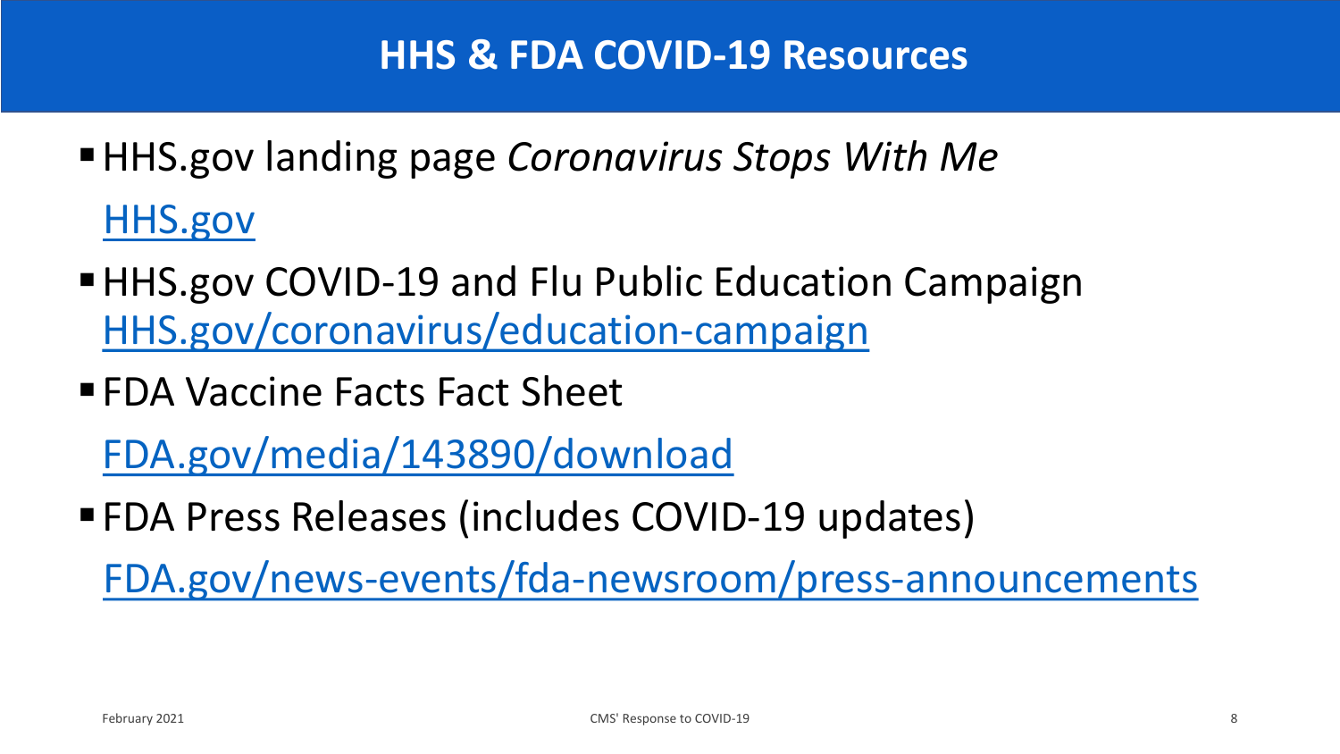# HHS & FDA COVID-19 Resources

- HHS.gov landing page *Coronavirus Stops With Me*
  HHS.gov
- HHS.gov COVID-19 and Flu Public Education Campaign
  HHS.gov/coronavirus/education-campaign
- FDA Vaccine Facts Fact Sheet
  FDA.gov/media/143890/download
- FDA Press Releases (includes COVID-19 updates)
  FDA.gov/news-events/fda-newsroom/press-announcements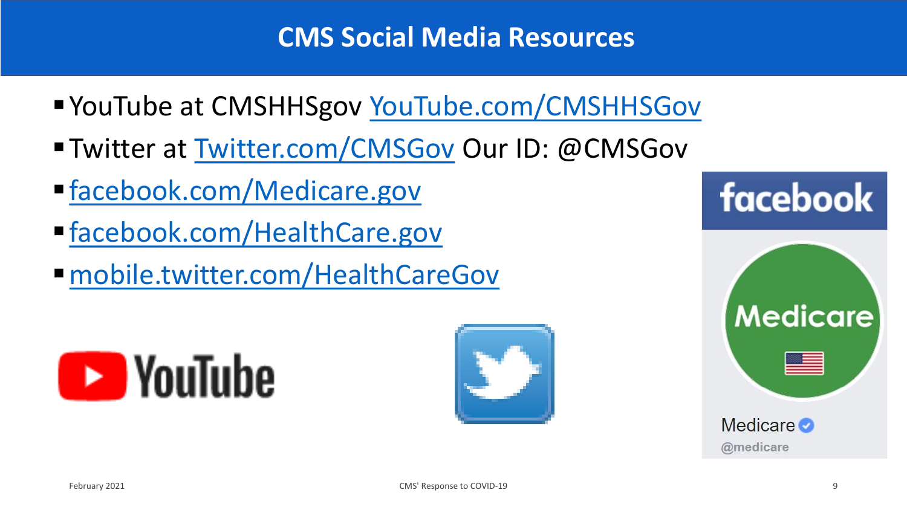# CMS Social Media Resources

- YouTube at CMSHHSgov YouTube.com/CMSHHSGov
- Twitter at Twitter.com/CMSGov Our ID: @CMSGov
- facebook.com/Medicare.gov
- facebook.com/HealthCare.gov
- mobile.twitter.com/HealthCareGov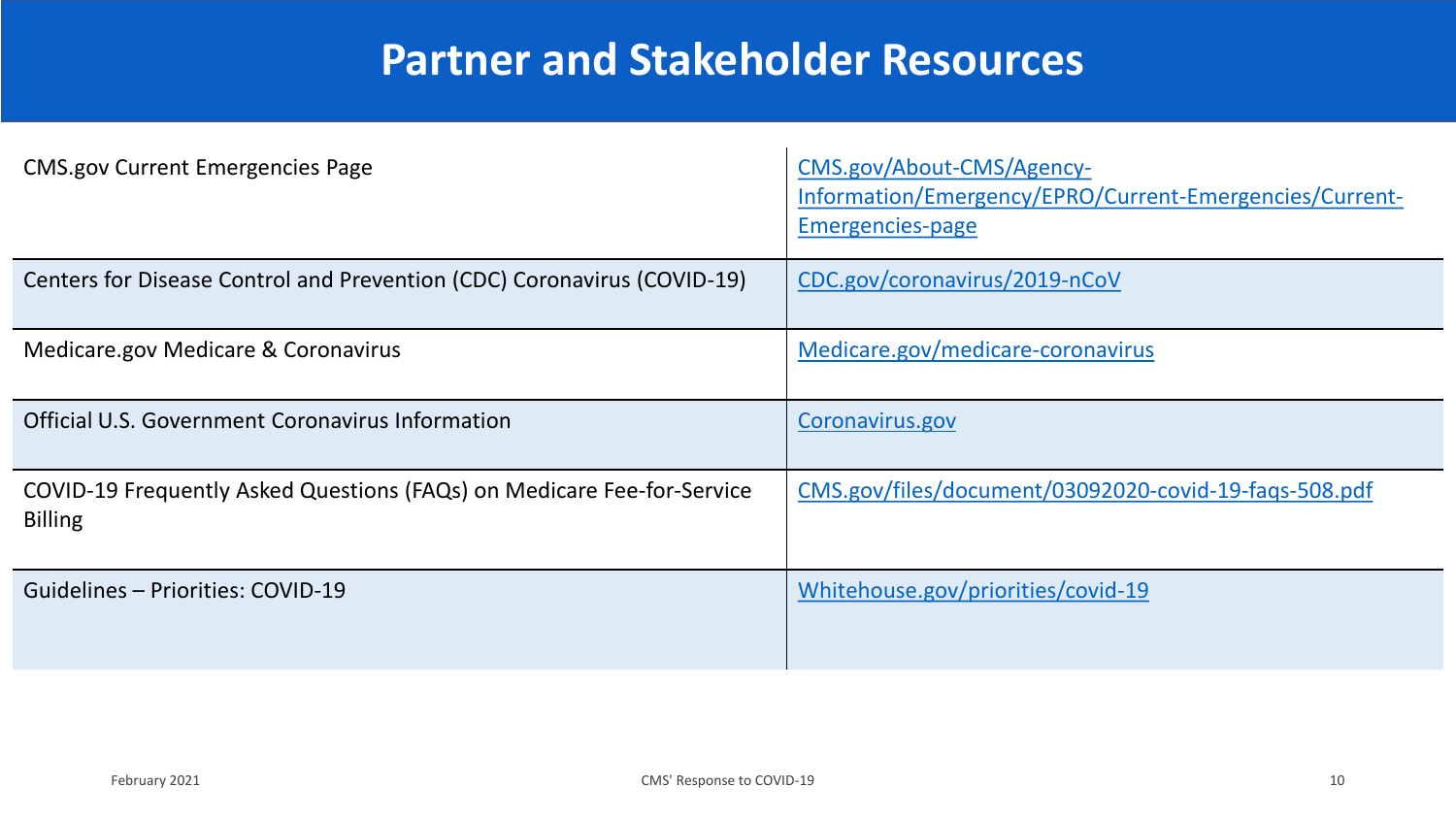# Partner and Stakeholder Resources

| Resource | Link |
| --- | --- |
| CMS.gov Current Emergencies Page | CMS.gov/About-CMS/Agency-Information/Emergency/EPRO/Current-Emergencies/Current-Emergencies-page |
| Centers for Disease Control and Prevention (CDC) Coronavirus (COVID-19) | CDC.gov/coronavirus/2019-nCoV |
| Medicare.gov Medicare & Coronavirus | Medicare.gov/medicare-coronavirus |
| Official U.S. Government Coronavirus Information | Coronavirus.gov |
| COVID-19 Frequently Asked Questions (FAQs) on Medicare Fee-for-Service Billing | CMS.gov/files/document/03092020-covid-19-faqs-508.pdf |
| Guidelines – Priorities: COVID-19 | Whitehouse.gov/priorities/covid-19 |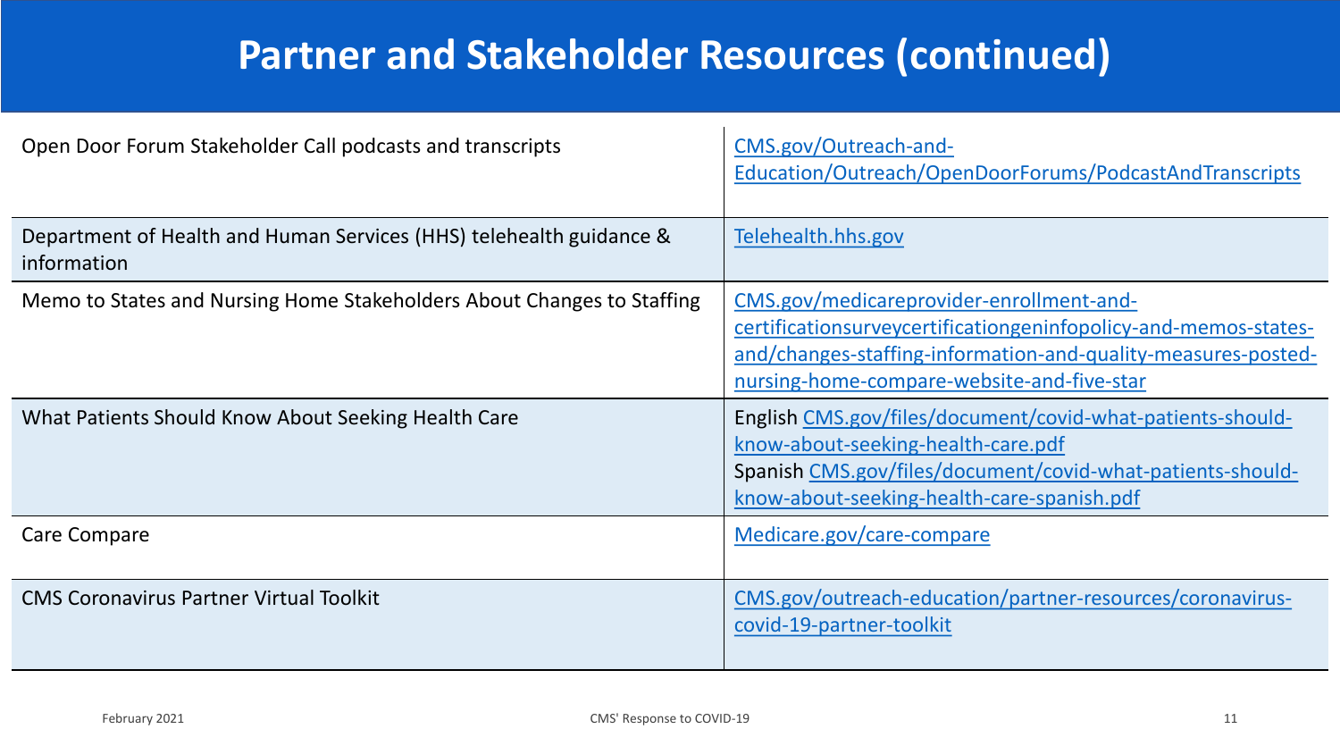# Partner and Stakeholder Resources (continued)

| Resource | Link |
| --- | --- |
| Open Door Forum Stakeholder Call podcasts and transcripts | CMS.gov/Outreach-and-Education/Outreach/OpenDoorForums/PodcastAndTranscripts |
| Department of Health and Human Services (HHS) telehealth guidance & information | Telehealth.hhs.gov |
| Memo to States and Nursing Home Stakeholders About Changes to Staffing | CMS.gov/medicareprovider-enrollment-and-certificationsurveycertificationgeninfopolicy-and-memos-states-and/changes-staffing-information-and-quality-measures-posted-nursing-home-compare-website-and-five-star |
| What Patients Should Know About Seeking Health Care | English CMS.gov/files/document/covid-what-patients-should-know-about-seeking-health-care.pdf<br>Spanish CMS.gov/files/document/covid-what-patients-should-know-about-seeking-health-care-spanish.pdf |
| Care Compare | Medicare.gov/care-compare |
| CMS Coronavirus Partner Virtual Toolkit | CMS.gov/outreach-education/partner-resources/coronavirus-covid-19-partner-toolkit |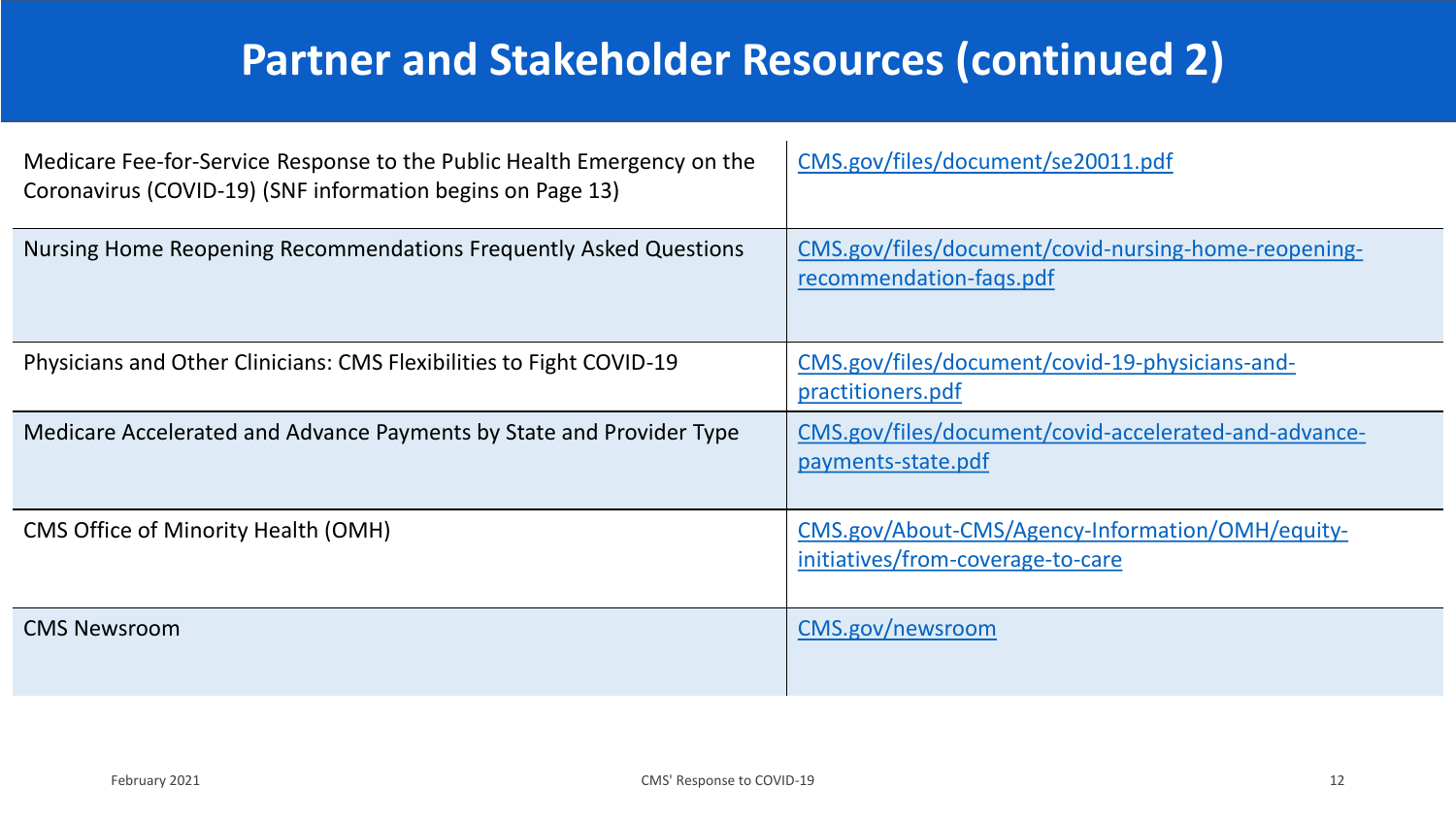# Partner and Stakeholder Resources (continued 2)

| | |
|---|---|
| Medicare Fee-for-Service Response to the Public Health Emergency on the Coronavirus (COVID-19) (SNF information begins on Page 13) | CMS.gov/files/document/se20011.pdf |
| Nursing Home Reopening Recommendations Frequently Asked Questions | CMS.gov/files/document/covid-nursing-home-reopening-recommendation-faqs.pdf |
| Physicians and Other Clinicians: CMS Flexibilities to Fight COVID-19 | CMS.gov/files/document/covid-19-physicians-and-practitioners.pdf |
| Medicare Accelerated and Advance Payments by State and Provider Type | CMS.gov/files/document/covid-accelerated-and-advance-payments-state.pdf |
| CMS Office of Minority Health (OMH) | CMS.gov/About-CMS/Agency-Information/OMH/equity-initiatives/from-coverage-to-care |
| CMS Newsroom | CMS.gov/newsroom |